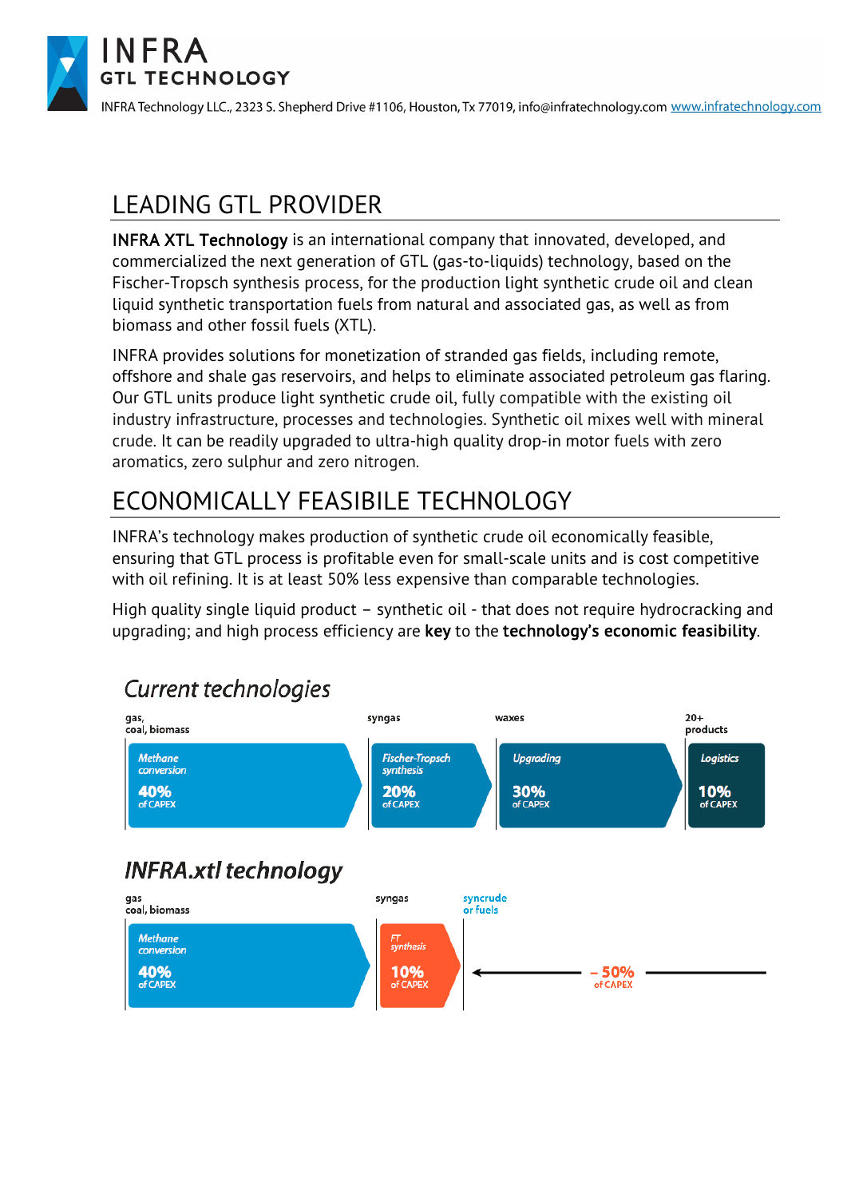INFRA
GTL TECHNOLOGY

INFRA Technology LLC., 2323 S. Shepherd Drive #1106, Houston, Tx 77019, info@infratechnology.com www.infratechnology.com

## LEADING GTL PROVIDER

**INFRA XTL Technology** is an international company that innovated, developed, and commercialized the next generation of GTL (gas-to-liquids) technology, based on the Fischer-Tropsch synthesis process, for the production light synthetic crude oil and clean liquid synthetic transportation fuels from natural and associated gas, as well as from biomass and other fossil fuels (XTL).

INFRA provides solutions for monetization of stranded gas fields, including remote, offshore and shale gas reservoirs, and helps to eliminate associated petroleum gas flaring. Our GTL units produce light synthetic crude oil, fully compatible with the existing oil industry infrastructure, processes and technologies. Synthetic oil mixes well with mineral crude. It can be readily upgraded to ultra-high quality drop-in motor fuels with zero aromatics, zero sulphur and zero nitrogen.

## ECONOMICALLY FEASIBILE TECHNOLOGY

INFRA's technology makes production of synthetic crude oil economically feasible, ensuring that GTL process is profitable even for small-scale units and is cost competitive with oil refining. It is at least 50% less expensive than comparable technologies.

High quality single liquid product – synthetic oil - that does not require hydrocracking and upgrading; and high process efficiency are **key** to the **technology's economic feasibility**.

### *Current technologies*

gas, coal, biomass → syngas → waxes → 20+ products

| *Methane conversion* | *Fischer-Tropsch synthesis* | *Upgrading* | *Logistics* |
|---|---|---|---|
| **40%** of CAPEX | **20%** of CAPEX | **30%** of CAPEX | **10%** of CAPEX |

### *INFRA.xtl technology*

gas coal, biomass → syngas → syncrude or fuels

| *Methane conversion* | *FT synthesis* | |
|---|---|---|
| **40%** of CAPEX | **10%** of CAPEX | **– 50%** of CAPEX |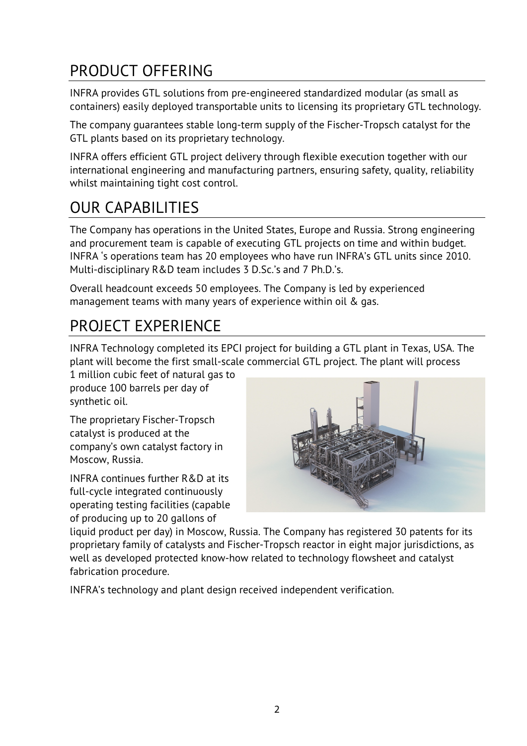# PRODUCT OFFERING

INFRA provides GTL solutions from pre-engineered standardized modular (as small as containers) easily deployed transportable units to licensing its proprietary GTL technology.

The company guarantees stable long-term supply of the Fischer-Tropsch catalyst for the GTL plants based on its proprietary technology.

INFRA offers efficient GTL project delivery through flexible execution together with our international engineering and manufacturing partners, ensuring safety, quality, reliability whilst maintaining tight cost control.

# OUR CAPABILITIES

The Company has operations in the United States, Europe and Russia. Strong engineering and procurement team is capable of executing GTL projects on time and within budget. INFRA 's operations team has 20 employees who have run INFRA's GTL units since 2010. Multi-disciplinary R&D team includes 3 D.Sc.'s and 7 Ph.D.'s.

Overall headcount exceeds 50 employees. The Company is led by experienced management teams with many years of experience within oil & gas.

# PROJECT EXPERIENCE

INFRA Technology completed its EPCI project for building a GTL plant in Texas, USA. The plant will become the first small-scale commercial GTL project. The plant will process 1 million cubic feet of natural gas to produce 100 barrels per day of synthetic oil.

The proprietary Fischer-Tropsch catalyst is produced at the company's own catalyst factory in Moscow, Russia.

INFRA continues further R&D at its full-cycle integrated continuously operating testing facilities (capable of producing up to 20 gallons of liquid product per day) in Moscow, Russia. The Company has registered 30 patents for its proprietary family of catalysts and Fischer-Tropsch reactor in eight major jurisdictions, as well as developed protected know-how related to technology flowsheet and catalyst fabrication procedure.

INFRA's technology and plant design received independent verification.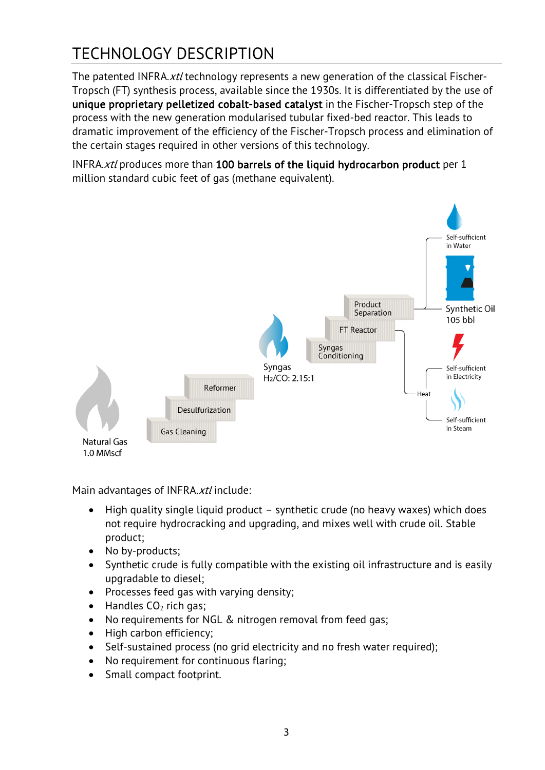# TECHNOLOGY DESCRIPTION

The patented INFRA.*xtl* technology represents a new generation of the classical Fischer-Tropsch (FT) synthesis process, available since the 1930s. It is differentiated by the use of **unique proprietary pelletized cobalt-based catalyst** in the Fischer-Tropsch step of the process with the new generation modularised tubular fixed-bed reactor. This leads to dramatic improvement of the efficiency of the Fischer-Tropsch process and elimination of the certain stages required in other versions of this technology.

INFRA.*xtl* produces more than **100 barrels of the liquid hydrocarbon product** per 1 million standard cubic feet of gas (methane equivalent).

Self-sufficient in Water

Synthetic Oil
105 bbl

Product Separation

FT Reactor

Syngas Conditioning

Syngas
$H_2/CO$: 2.15:1

Self-sufficient in Electricity

Heat

Self-sufficient in Steam

Reformer

Desulfurization

Gas Cleaning

Natural Gas
1.0 MMscf

Main advantages of INFRA.*xtl* include:

- High quality single liquid product – synthetic crude (no heavy waxes) which does not require hydrocracking and upgrading, and mixes well with crude oil. Stable product;
- No by-products;
- Synthetic crude is fully compatible with the existing oil infrastructure and is easily upgradable to diesel;
- Processes feed gas with varying density;
- Handles $CO_2$ rich gas;
- No requirements for NGL & nitrogen removal from feed gas;
- High carbon efficiency;
- Self-sustained process (no grid electricity and no fresh water required);
- No requirement for continuous flaring;
- Small compact footprint.